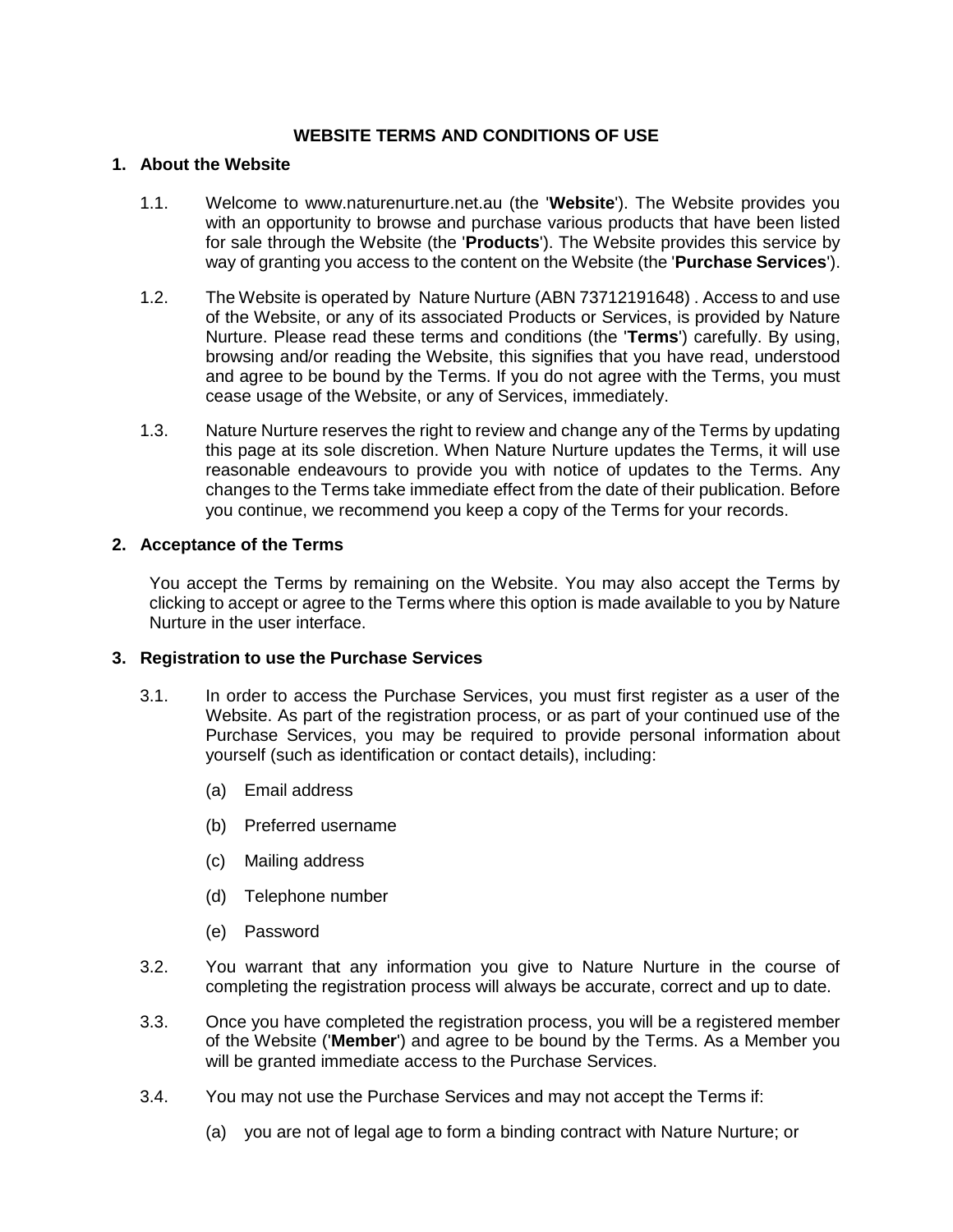# WEBSITE TERMS AND CONDITIONS OF USE

## 1. About the Website

1.1. Welcome to www.naturenurture.net.au (the '**Website**'). The Website provides you with an opportunity to browse and purchase various products that have been listed for sale through the Website (the '**Products**'). The Website provides this service by way of granting you access to the content on the Website (the '**Purchase Services**').

1.2. The Website is operated by Nature Nurture (ABN 73712191648) . Access to and use of the Website, or any of its associated Products or Services, is provided by Nature Nurture. Please read these terms and conditions (the '**Terms**') carefully. By using, browsing and/or reading the Website, this signifies that you have read, understood and agree to be bound by the Terms. If you do not agree with the Terms, you must cease usage of the Website, or any of Services, immediately.

1.3. Nature Nurture reserves the right to review and change any of the Terms by updating this page at its sole discretion. When Nature Nurture updates the Terms, it will use reasonable endeavours to provide you with notice of updates to the Terms. Any changes to the Terms take immediate effect from the date of their publication. Before you continue, we recommend you keep a copy of the Terms for your records.

## 2. Acceptance of the Terms

You accept the Terms by remaining on the Website. You may also accept the Terms by clicking to accept or agree to the Terms where this option is made available to you by Nature Nurture in the user interface.

## 3. Registration to use the Purchase Services

3.1. In order to access the Purchase Services, you must first register as a user of the Website. As part of the registration process, or as part of your continued use of the Purchase Services, you may be required to provide personal information about yourself (such as identification or contact details), including:

(a) Email address

(b) Preferred username

(c) Mailing address

(d) Telephone number

(e) Password

3.2. You warrant that any information you give to Nature Nurture in the course of completing the registration process will always be accurate, correct and up to date.

3.3. Once you have completed the registration process, you will be a registered member of the Website ('**Member**') and agree to be bound by the Terms. As a Member you will be granted immediate access to the Purchase Services.

3.4. You may not use the Purchase Services and may not accept the Terms if:

(a) you are not of legal age to form a binding contract with Nature Nurture; or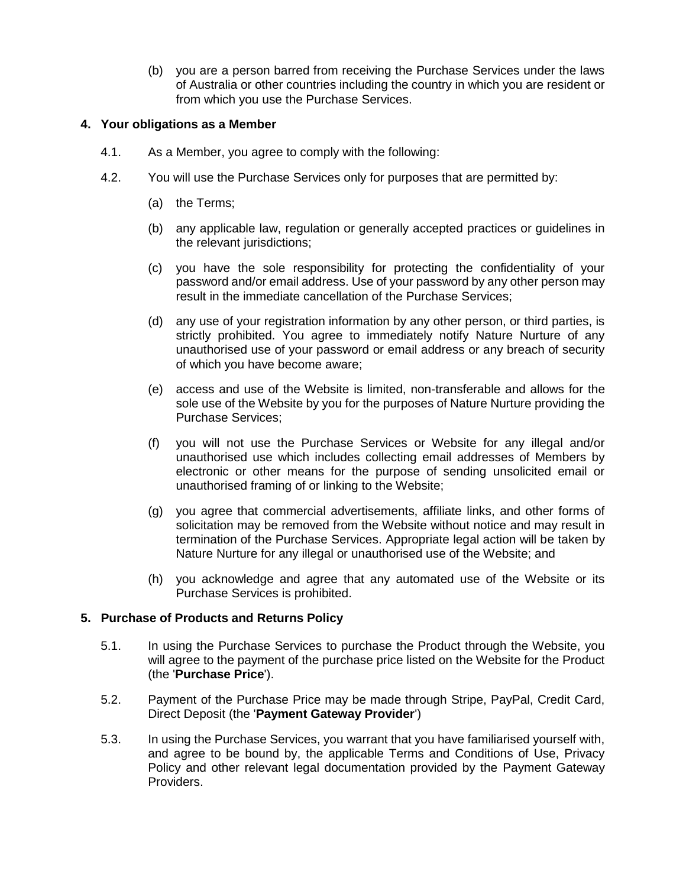(b) you are a person barred from receiving the Purchase Services under the laws of Australia or other countries including the country in which you are resident or from which you use the Purchase Services.

## 4. Your obligations as a Member

4.1. As a Member, you agree to comply with the following:

4.2. You will use the Purchase Services only for purposes that are permitted by:

(a) the Terms;

(b) any applicable law, regulation or generally accepted practices or guidelines in the relevant jurisdictions;

(c) you have the sole responsibility for protecting the confidentiality of your password and/or email address. Use of your password by any other person may result in the immediate cancellation of the Purchase Services;

(d) any use of your registration information by any other person, or third parties, is strictly prohibited. You agree to immediately notify Nature Nurture of any unauthorised use of your password or email address or any breach of security of which you have become aware;

(e) access and use of the Website is limited, non-transferable and allows for the sole use of the Website by you for the purposes of Nature Nurture providing the Purchase Services;

(f) you will not use the Purchase Services or Website for any illegal and/or unauthorised use which includes collecting email addresses of Members by electronic or other means for the purpose of sending unsolicited email or unauthorised framing of or linking to the Website;

(g) you agree that commercial advertisements, affiliate links, and other forms of solicitation may be removed from the Website without notice and may result in termination of the Purchase Services. Appropriate legal action will be taken by Nature Nurture for any illegal or unauthorised use of the Website; and

(h) you acknowledge and agree that any automated use of the Website or its Purchase Services is prohibited.

## 5. Purchase of Products and Returns Policy

5.1. In using the Purchase Services to purchase the Product through the Website, you will agree to the payment of the purchase price listed on the Website for the Product (the '**Purchase Price**').

5.2. Payment of the Purchase Price may be made through Stripe, PayPal, Credit Card, Direct Deposit (the '**Payment Gateway Provider**')

5.3. In using the Purchase Services, you warrant that you have familiarised yourself with, and agree to be bound by, the applicable Terms and Conditions of Use, Privacy Policy and other relevant legal documentation provided by the Payment Gateway Providers.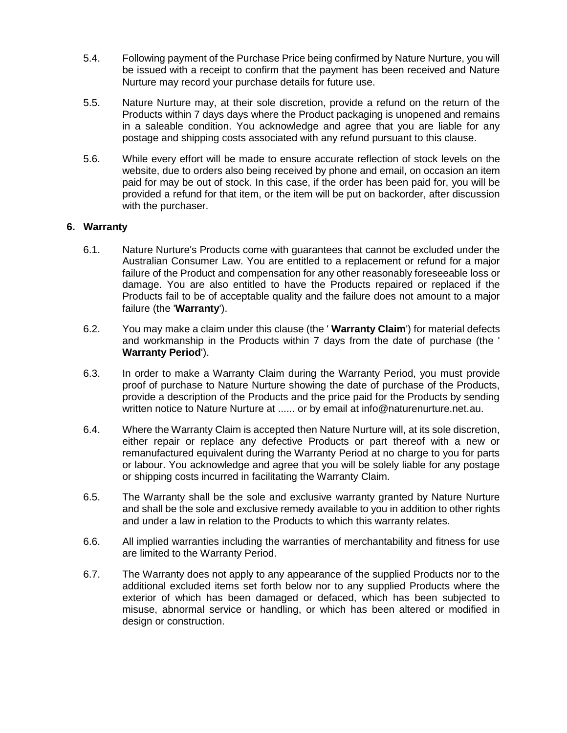5.4. Following payment of the Purchase Price being confirmed by Nature Nurture, you will be issued with a receipt to confirm that the payment has been received and Nature Nurture may record your purchase details for future use.

5.5. Nature Nurture may, at their sole discretion, provide a refund on the return of the Products within 7 days days where the Product packaging is unopened and remains in a saleable condition. You acknowledge and agree that you are liable for any postage and shipping costs associated with any refund pursuant to this clause.

5.6. While every effort will be made to ensure accurate reflection of stock levels on the website, due to orders also being received by phone and email, on occasion an item paid for may be out of stock. In this case, if the order has been paid for, you will be provided a refund for that item, or the item will be put on backorder, after discussion with the purchaser.

## 6. Warranty

6.1. Nature Nurture's Products come with guarantees that cannot be excluded under the Australian Consumer Law. You are entitled to a replacement or refund for a major failure of the Product and compensation for any other reasonably foreseeable loss or damage. You are also entitled to have the Products repaired or replaced if the Products fail to be of acceptable quality and the failure does not amount to a major failure (the '**Warranty**').

6.2. You may make a claim under this clause (the ' **Warranty Claim**') for material defects and workmanship in the Products within 7 days from the date of purchase (the ' **Warranty Period**').

6.3. In order to make a Warranty Claim during the Warranty Period, you must provide proof of purchase to Nature Nurture showing the date of purchase of the Products, provide a description of the Products and the price paid for the Products by sending written notice to Nature Nurture at ...... or by email at info@naturenurture.net.au.

6.4. Where the Warranty Claim is accepted then Nature Nurture will, at its sole discretion, either repair or replace any defective Products or part thereof with a new or remanufactured equivalent during the Warranty Period at no charge to you for parts or labour. You acknowledge and agree that you will be solely liable for any postage or shipping costs incurred in facilitating the Warranty Claim.

6.5. The Warranty shall be the sole and exclusive warranty granted by Nature Nurture and shall be the sole and exclusive remedy available to you in addition to other rights and under a law in relation to the Products to which this warranty relates.

6.6. All implied warranties including the warranties of merchantability and fitness for use are limited to the Warranty Period.

6.7. The Warranty does not apply to any appearance of the supplied Products nor to the additional excluded items set forth below nor to any supplied Products where the exterior of which has been damaged or defaced, which has been subjected to misuse, abnormal service or handling, or which has been altered or modified in design or construction.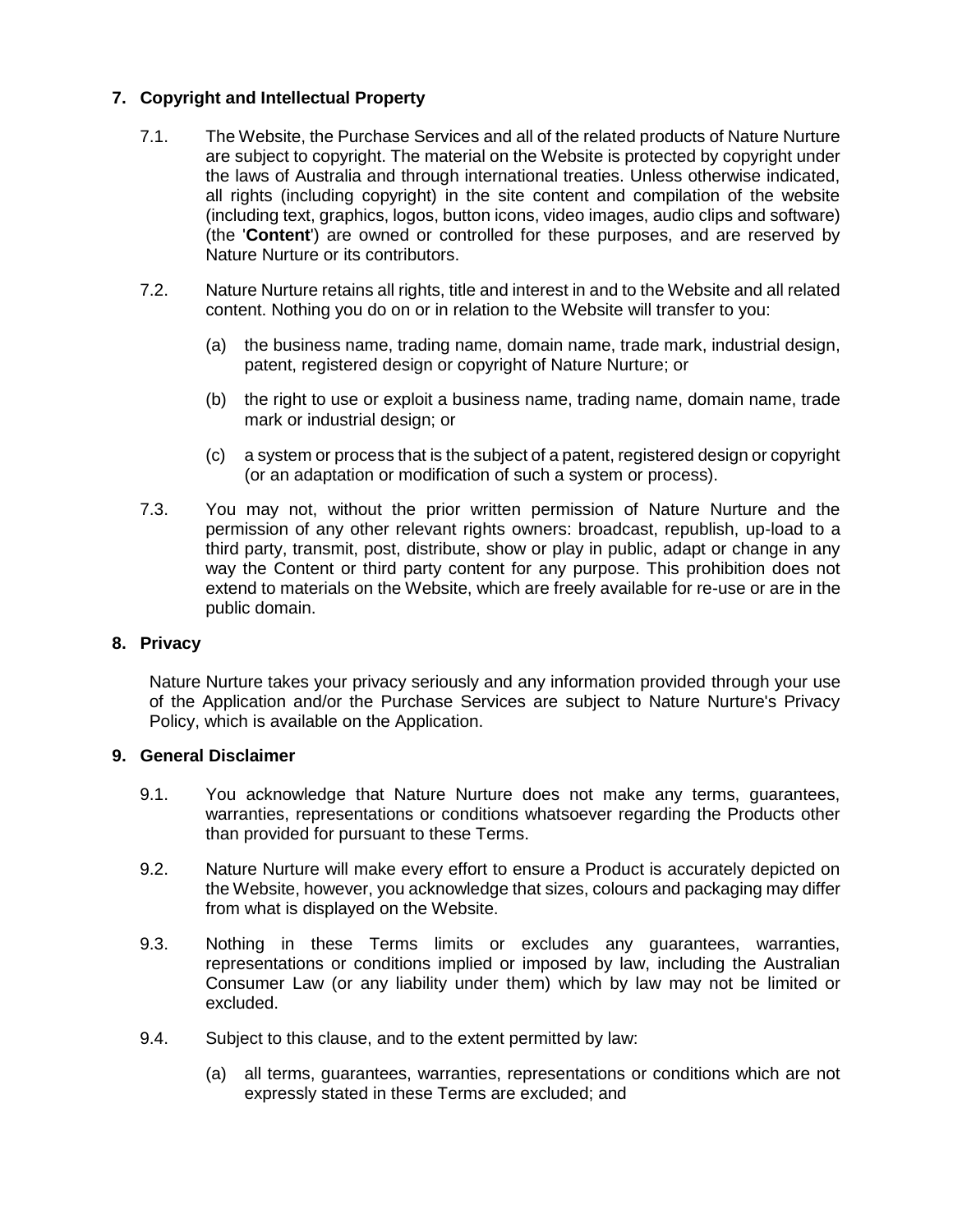## 7. Copyright and Intellectual Property

7.1. The Website, the Purchase Services and all of the related products of Nature Nurture are subject to copyright. The material on the Website is protected by copyright under the laws of Australia and through international treaties. Unless otherwise indicated, all rights (including copyright) in the site content and compilation of the website (including text, graphics, logos, button icons, video images, audio clips and software) (the '**Content**') are owned or controlled for these purposes, and are reserved by Nature Nurture or its contributors.

7.2. Nature Nurture retains all rights, title and interest in and to the Website and all related content. Nothing you do on or in relation to the Website will transfer to you:

(a) the business name, trading name, domain name, trade mark, industrial design, patent, registered design or copyright of Nature Nurture; or

(b) the right to use or exploit a business name, trading name, domain name, trade mark or industrial design; or

(c) a system or process that is the subject of a patent, registered design or copyright (or an adaptation or modification of such a system or process).

7.3. You may not, without the prior written permission of Nature Nurture and the permission of any other relevant rights owners: broadcast, republish, up-load to a third party, transmit, post, distribute, show or play in public, adapt or change in any way the Content or third party content for any purpose. This prohibition does not extend to materials on the Website, which are freely available for re-use or are in the public domain.

## 8. Privacy

Nature Nurture takes your privacy seriously and any information provided through your use of the Application and/or the Purchase Services are subject to Nature Nurture's Privacy Policy, which is available on the Application.

## 9. General Disclaimer

9.1. You acknowledge that Nature Nurture does not make any terms, guarantees, warranties, representations or conditions whatsoever regarding the Products other than provided for pursuant to these Terms.

9.2. Nature Nurture will make every effort to ensure a Product is accurately depicted on the Website, however, you acknowledge that sizes, colours and packaging may differ from what is displayed on the Website.

9.3. Nothing in these Terms limits or excludes any guarantees, warranties, representations or conditions implied or imposed by law, including the Australian Consumer Law (or any liability under them) which by law may not be limited or excluded.

9.4. Subject to this clause, and to the extent permitted by law:

(a) all terms, guarantees, warranties, representations or conditions which are not expressly stated in these Terms are excluded; and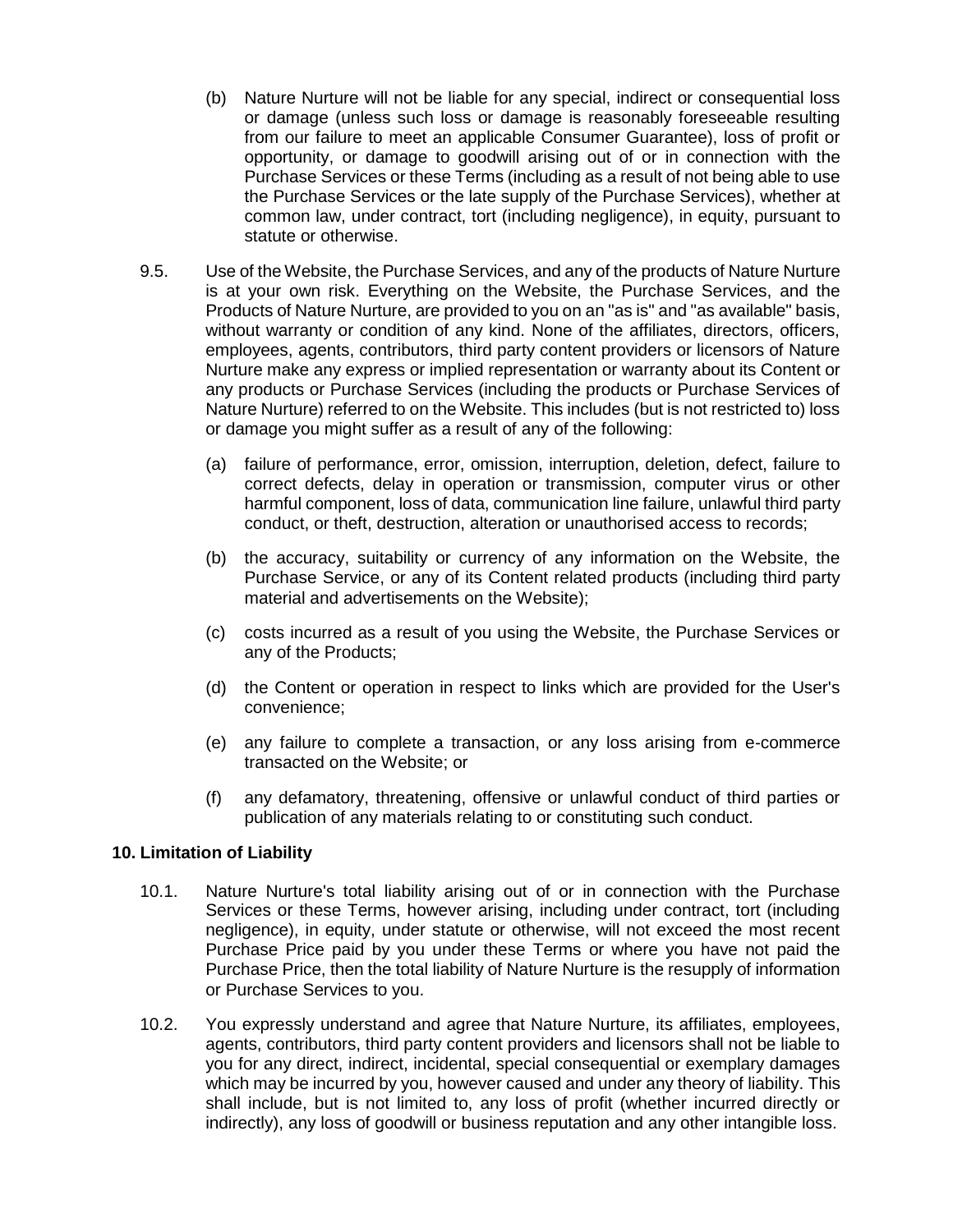(b) Nature Nurture will not be liable for any special, indirect or consequential loss or damage (unless such loss or damage is reasonably foreseeable resulting from our failure to meet an applicable Consumer Guarantee), loss of profit or opportunity, or damage to goodwill arising out of or in connection with the Purchase Services or these Terms (including as a result of not being able to use the Purchase Services or the late supply of the Purchase Services), whether at common law, under contract, tort (including negligence), in equity, pursuant to statute or otherwise.

9.5. Use of the Website, the Purchase Services, and any of the products of Nature Nurture is at your own risk. Everything on the Website, the Purchase Services, and the Products of Nature Nurture, are provided to you on an "as is" and "as available" basis, without warranty or condition of any kind. None of the affiliates, directors, officers, employees, agents, contributors, third party content providers or licensors of Nature Nurture make any express or implied representation or warranty about its Content or any products or Purchase Services (including the products or Purchase Services of Nature Nurture) referred to on the Website. This includes (but is not restricted to) loss or damage you might suffer as a result of any of the following:

(a) failure of performance, error, omission, interruption, deletion, defect, failure to correct defects, delay in operation or transmission, computer virus or other harmful component, loss of data, communication line failure, unlawful third party conduct, or theft, destruction, alteration or unauthorised access to records;

(b) the accuracy, suitability or currency of any information on the Website, the Purchase Service, or any of its Content related products (including third party material and advertisements on the Website);

(c) costs incurred as a result of you using the Website, the Purchase Services or any of the Products;

(d) the Content or operation in respect to links which are provided for the User's convenience;

(e) any failure to complete a transaction, or any loss arising from e-commerce transacted on the Website; or

(f) any defamatory, threatening, offensive or unlawful conduct of third parties or publication of any materials relating to or constituting such conduct.

## 10. Limitation of Liability

10.1. Nature Nurture's total liability arising out of or in connection with the Purchase Services or these Terms, however arising, including under contract, tort (including negligence), in equity, under statute or otherwise, will not exceed the most recent Purchase Price paid by you under these Terms or where you have not paid the Purchase Price, then the total liability of Nature Nurture is the resupply of information or Purchase Services to you.

10.2. You expressly understand and agree that Nature Nurture, its affiliates, employees, agents, contributors, third party content providers and licensors shall not be liable to you for any direct, indirect, incidental, special consequential or exemplary damages which may be incurred by you, however caused and under any theory of liability. This shall include, but is not limited to, any loss of profit (whether incurred directly or indirectly), any loss of goodwill or business reputation and any other intangible loss.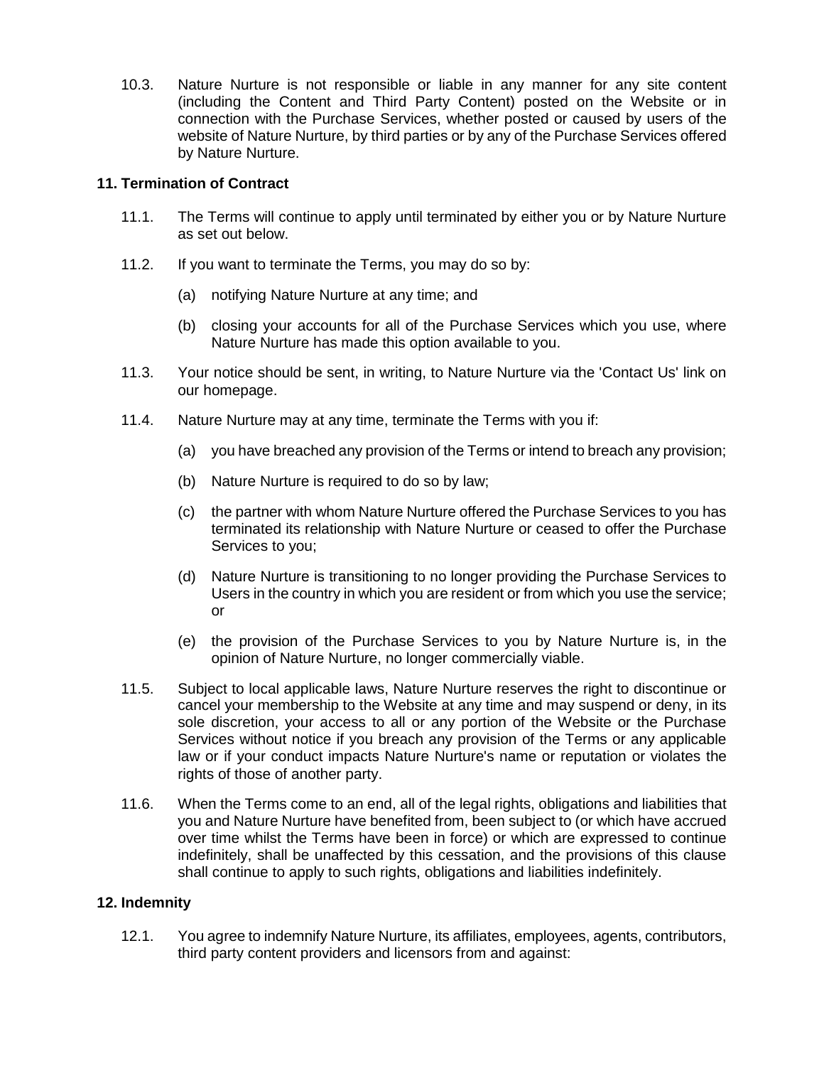10.3. Nature Nurture is not responsible or liable in any manner for any site content (including the Content and Third Party Content) posted on the Website or in connection with the Purchase Services, whether posted or caused by users of the website of Nature Nurture, by third parties or by any of the Purchase Services offered by Nature Nurture.

**11. Termination of Contract**

11.1. The Terms will continue to apply until terminated by either you or by Nature Nurture as set out below.

11.2. If you want to terminate the Terms, you may do so by:

(a) notifying Nature Nurture at any time; and

(b) closing your accounts for all of the Purchase Services which you use, where Nature Nurture has made this option available to you.

11.3. Your notice should be sent, in writing, to Nature Nurture via the 'Contact Us' link on our homepage.

11.4. Nature Nurture may at any time, terminate the Terms with you if:

(a) you have breached any provision of the Terms or intend to breach any provision;

(b) Nature Nurture is required to do so by law;

(c) the partner with whom Nature Nurture offered the Purchase Services to you has terminated its relationship with Nature Nurture or ceased to offer the Purchase Services to you;

(d) Nature Nurture is transitioning to no longer providing the Purchase Services to Users in the country in which you are resident or from which you use the service; or

(e) the provision of the Purchase Services to you by Nature Nurture is, in the opinion of Nature Nurture, no longer commercially viable.

11.5. Subject to local applicable laws, Nature Nurture reserves the right to discontinue or cancel your membership to the Website at any time and may suspend or deny, in its sole discretion, your access to all or any portion of the Website or the Purchase Services without notice if you breach any provision of the Terms or any applicable law or if your conduct impacts Nature Nurture's name or reputation or violates the rights of those of another party.

11.6. When the Terms come to an end, all of the legal rights, obligations and liabilities that you and Nature Nurture have benefited from, been subject to (or which have accrued over time whilst the Terms have been in force) or which are expressed to continue indefinitely, shall be unaffected by this cessation, and the provisions of this clause shall continue to apply to such rights, obligations and liabilities indefinitely.

**12. Indemnity**

12.1. You agree to indemnify Nature Nurture, its affiliates, employees, agents, contributors, third party content providers and licensors from and against: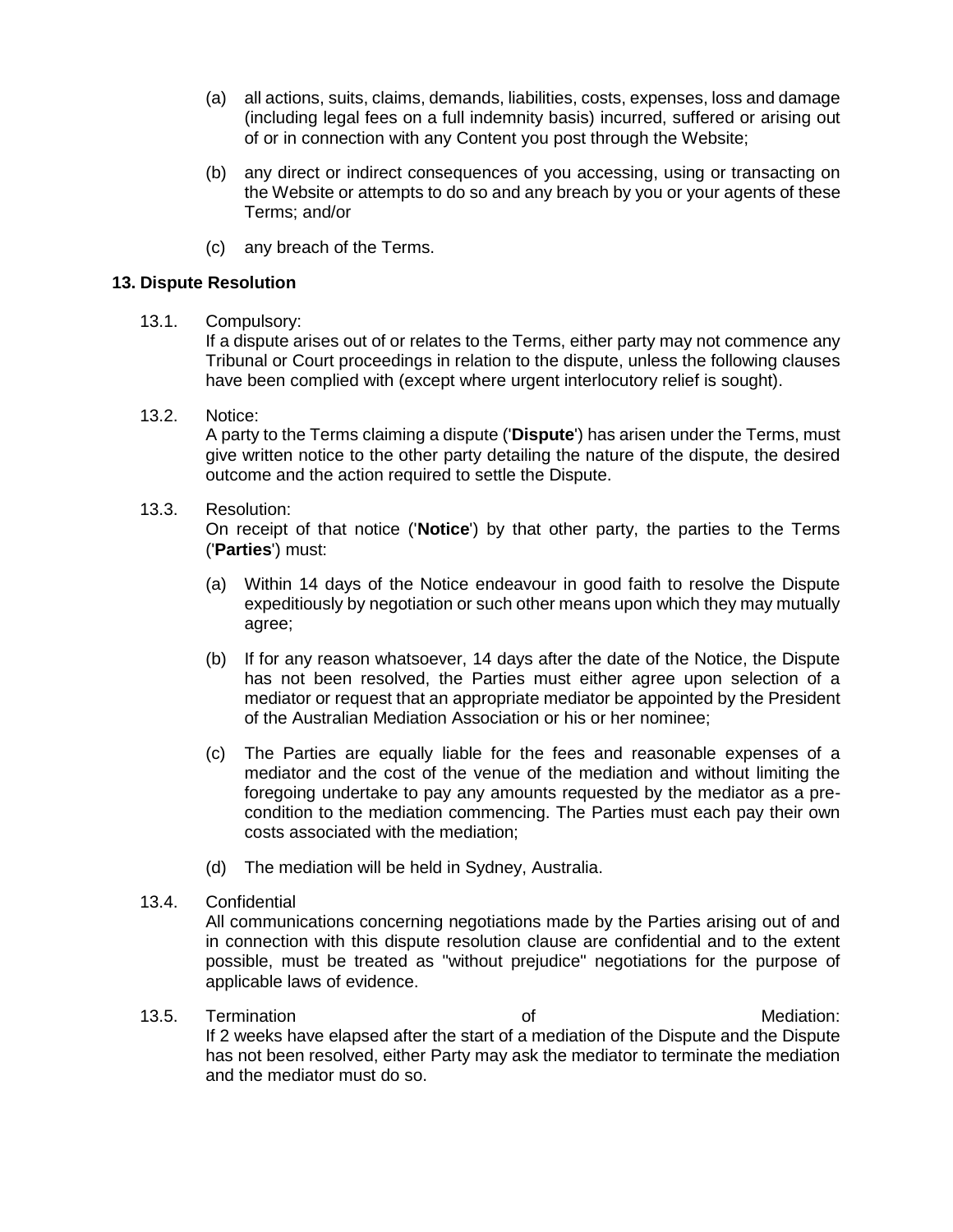(a) all actions, suits, claims, demands, liabilities, costs, expenses, loss and damage (including legal fees on a full indemnity basis) incurred, suffered or arising out of or in connection with any Content you post through the Website;

(b) any direct or indirect consequences of you accessing, using or transacting on the Website or attempts to do so and any breach by you or your agents of these Terms; and/or

(c) any breach of the Terms.

## 13. Dispute Resolution

13.1. Compulsory:
If a dispute arises out of or relates to the Terms, either party may not commence any Tribunal or Court proceedings in relation to the dispute, unless the following clauses have been complied with (except where urgent interlocutory relief is sought).

13.2. Notice:
A party to the Terms claiming a dispute ('**Dispute**') has arisen under the Terms, must give written notice to the other party detailing the nature of the dispute, the desired outcome and the action required to settle the Dispute.

13.3. Resolution:
On receipt of that notice ('**Notice**') by that other party, the parties to the Terms ('**Parties**') must:

(a) Within 14 days of the Notice endeavour in good faith to resolve the Dispute expeditiously by negotiation or such other means upon which they may mutually agree;

(b) If for any reason whatsoever, 14 days after the date of the Notice, the Dispute has not been resolved, the Parties must either agree upon selection of a mediator or request that an appropriate mediator be appointed by the President of the Australian Mediation Association or his or her nominee;

(c) The Parties are equally liable for the fees and reasonable expenses of a mediator and the cost of the venue of the mediation and without limiting the foregoing undertake to pay any amounts requested by the mediator as a pre-condition to the mediation commencing. The Parties must each pay their own costs associated with the mediation;

(d) The mediation will be held in Sydney, Australia.

13.4. Confidential
All communications concerning negotiations made by the Parties arising out of and in connection with this dispute resolution clause are confidential and to the extent possible, must be treated as "without prejudice" negotiations for the purpose of applicable laws of evidence.

13.5. Termination of Mediation:
If 2 weeks have elapsed after the start of a mediation of the Dispute and the Dispute has not been resolved, either Party may ask the mediator to terminate the mediation and the mediator must do so.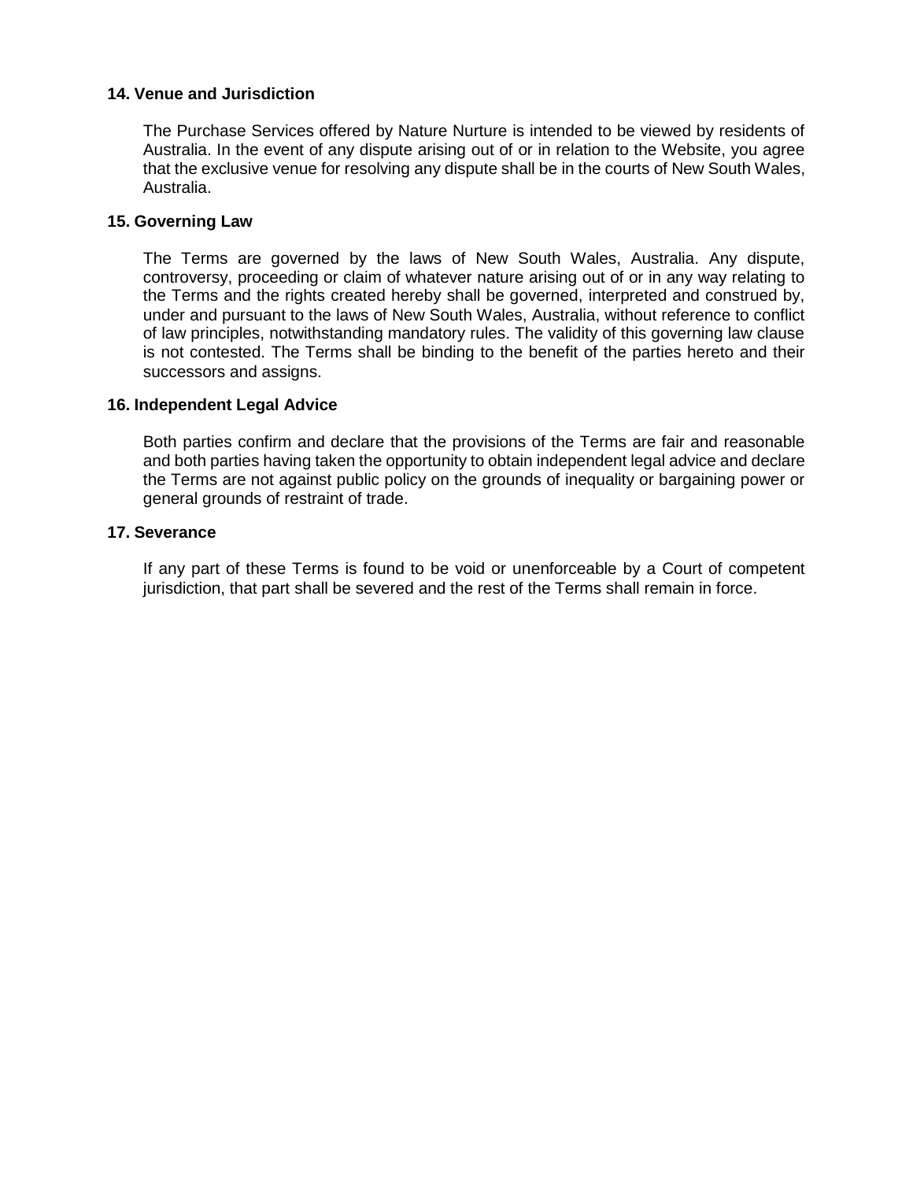### 14. Venue and Jurisdiction

The Purchase Services offered by Nature Nurture is intended to be viewed by residents of Australia. In the event of any dispute arising out of or in relation to the Website, you agree that the exclusive venue for resolving any dispute shall be in the courts of New South Wales, Australia.

### 15. Governing Law

The Terms are governed by the laws of New South Wales, Australia. Any dispute, controversy, proceeding or claim of whatever nature arising out of or in any way relating to the Terms and the rights created hereby shall be governed, interpreted and construed by, under and pursuant to the laws of New South Wales, Australia, without reference to conflict of law principles, notwithstanding mandatory rules. The validity of this governing law clause is not contested. The Terms shall be binding to the benefit of the parties hereto and their successors and assigns.

### 16. Independent Legal Advice

Both parties confirm and declare that the provisions of the Terms are fair and reasonable and both parties having taken the opportunity to obtain independent legal advice and declare the Terms are not against public policy on the grounds of inequality or bargaining power or general grounds of restraint of trade.

### 17. Severance

If any part of these Terms is found to be void or unenforceable by a Court of competent jurisdiction, that part shall be severed and the rest of the Terms shall remain in force.